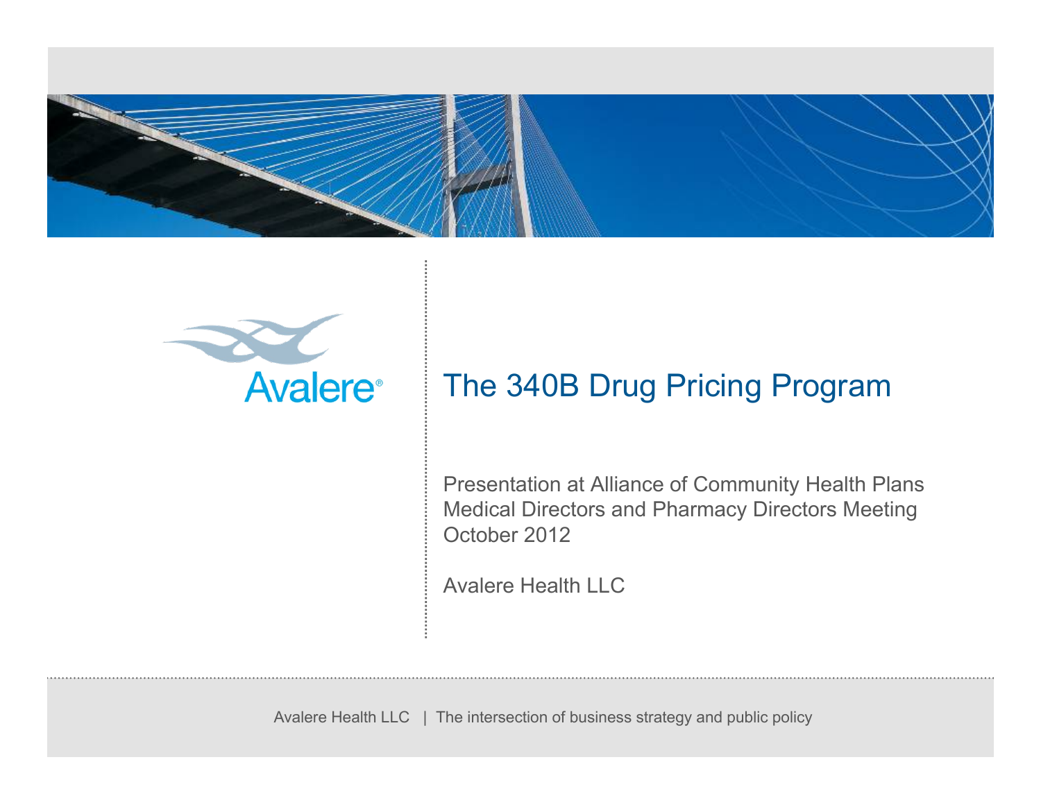Avalere

# The 340B Drug Pricing Program

Presentation at Alliance of Community Health Plans Medical Directors and Pharmacy Directors Meeting
October 2012

Avalere Health LLC

Avalere Health LLC | The intersection of business strategy and public policy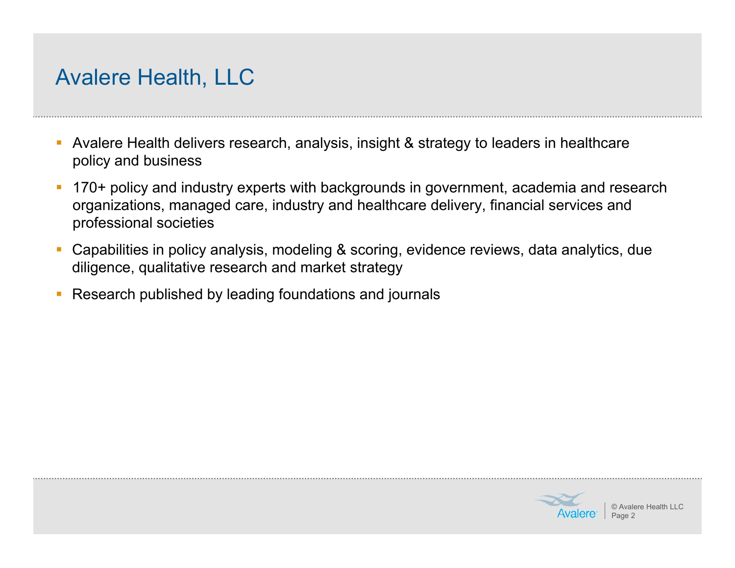# Avalere Health, LLC

- Avalere Health delivers research, analysis, insight & strategy to leaders in healthcare policy and business
- 170+ policy and industry experts with backgrounds in government, academia and research organizations, managed care, industry and healthcare delivery, financial services and professional societies
- Capabilities in policy analysis, modeling & scoring, evidence reviews, data analytics, due diligence, qualitative research and market strategy
- Research published by leading foundations and journals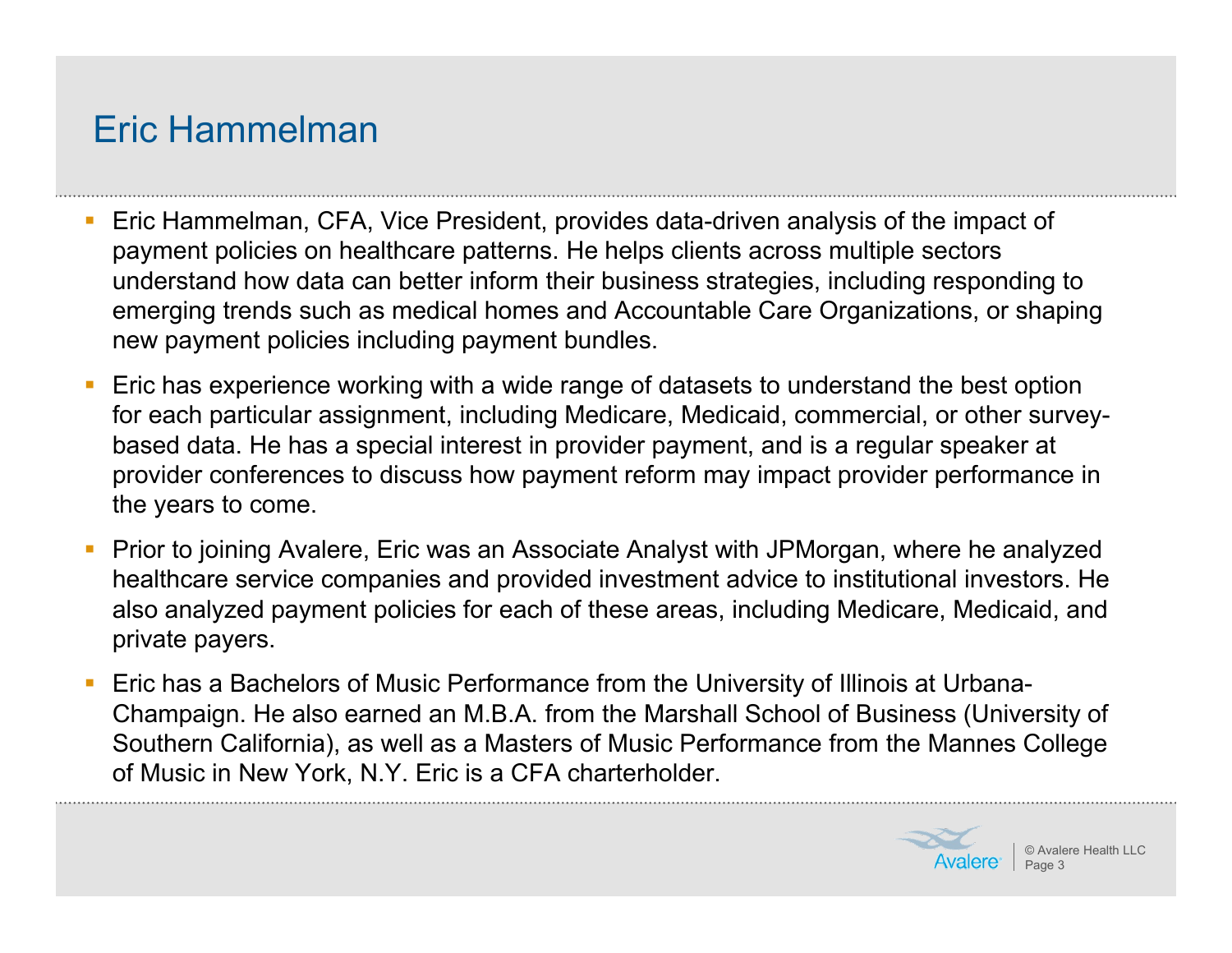# Eric Hammelman

- Eric Hammelman, CFA, Vice President, provides data-driven analysis of the impact of payment policies on healthcare patterns. He helps clients across multiple sectors understand how data can better inform their business strategies, including responding to emerging trends such as medical homes and Accountable Care Organizations, or shaping new payment policies including payment bundles.
- Eric has experience working with a wide range of datasets to understand the best option for each particular assignment, including Medicare, Medicaid, commercial, or other survey-based data. He has a special interest in provider payment, and is a regular speaker at provider conferences to discuss how payment reform may impact provider performance in the years to come.
- Prior to joining Avalere, Eric was an Associate Analyst with JPMorgan, where he analyzed healthcare service companies and provided investment advice to institutional investors. He also analyzed payment policies for each of these areas, including Medicare, Medicaid, and private payers.
- Eric has a Bachelors of Music Performance from the University of Illinois at Urbana-Champaign. He also earned an M.B.A. from the Marshall School of Business (University of Southern California), as well as a Masters of Music Performance from the Mannes College of Music in New York, N.Y. Eric is a CFA charterholder.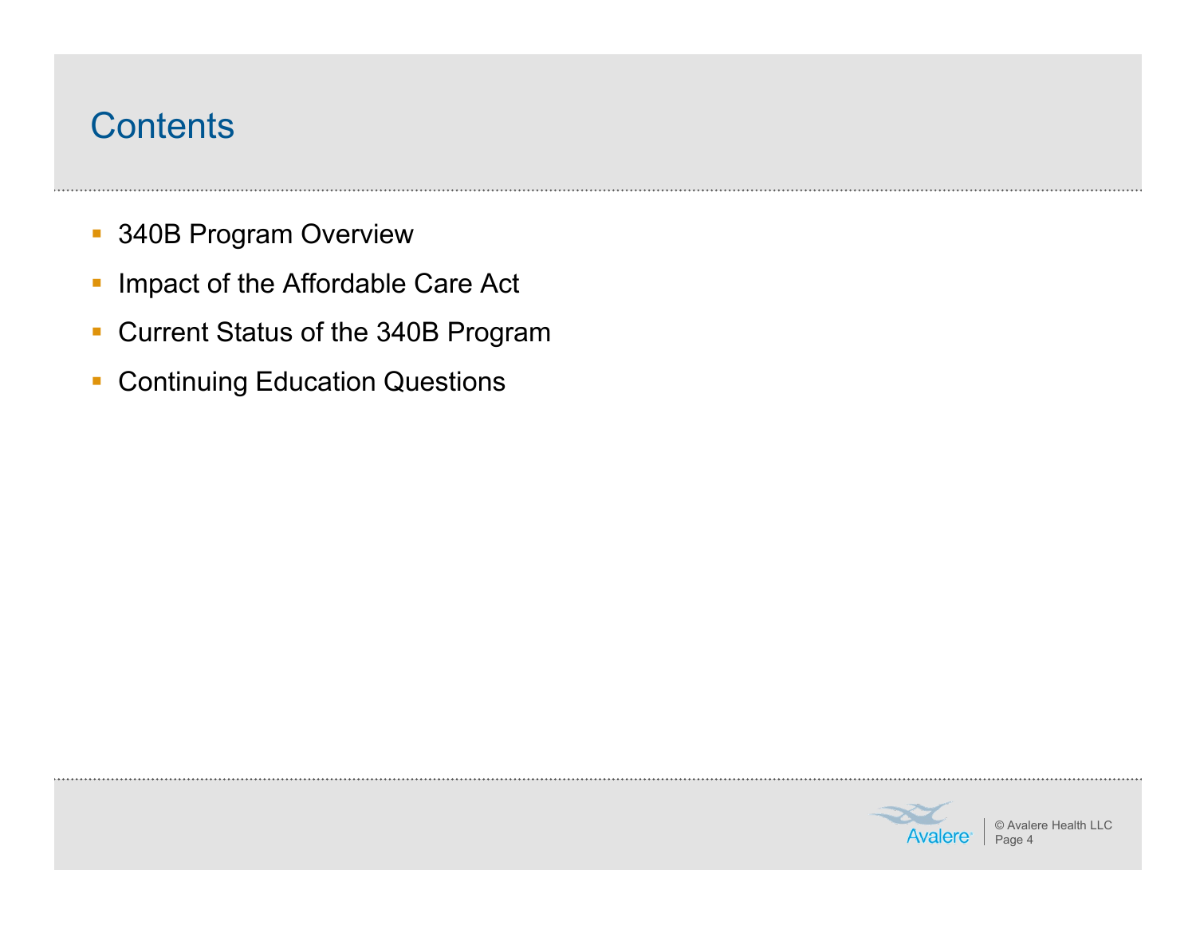# Contents

- 340B Program Overview
- Impact of the Affordable Care Act
- Current Status of the 340B Program
- Continuing Education Questions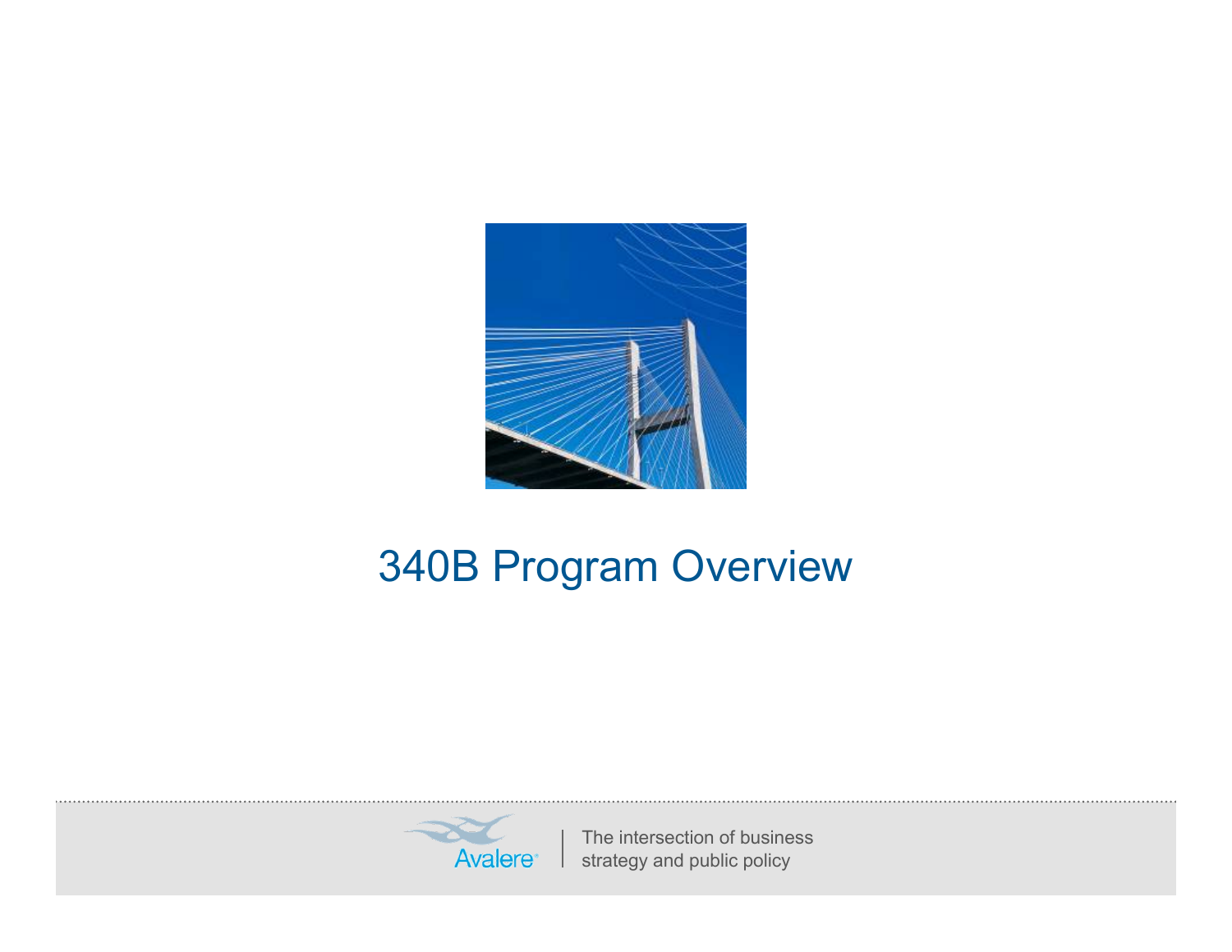# 340B Program Overview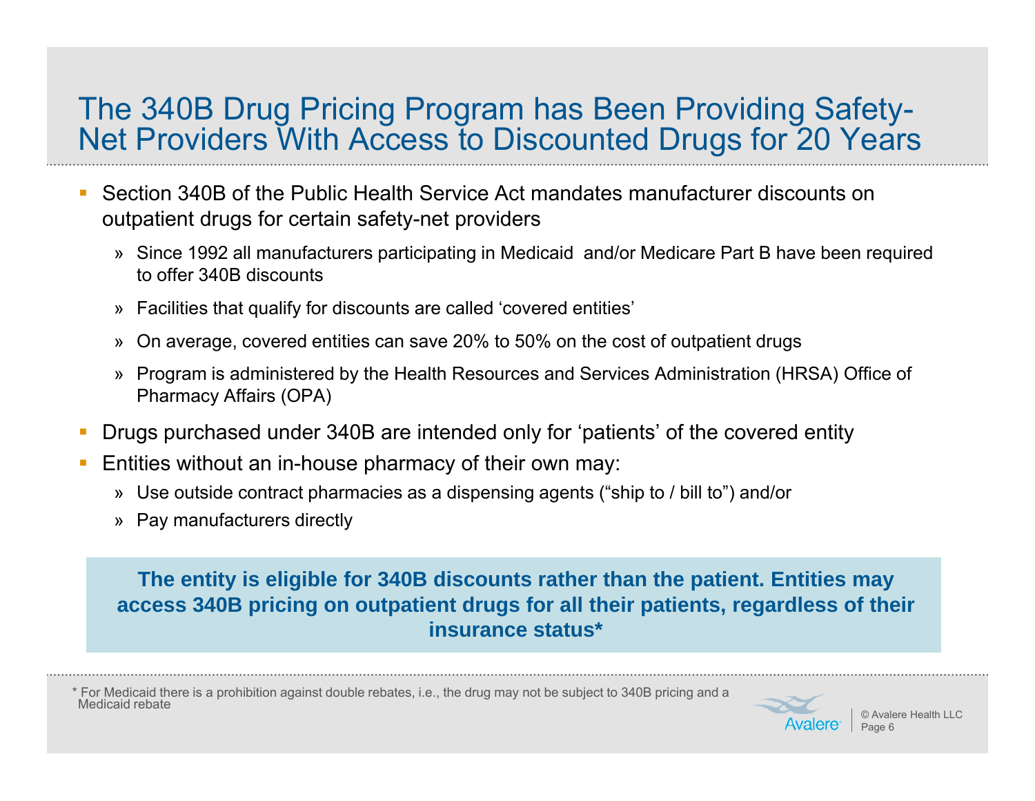# The 340B Drug Pricing Program has Been Providing Safety-Net Providers With Access to Discounted Drugs for 20 Years

- Section 340B of the Public Health Service Act mandates manufacturer discounts on outpatient drugs for certain safety-net providers
  - Since 1992 all manufacturers participating in Medicaid and/or Medicare Part B have been required to offer 340B discounts
  - Facilities that qualify for discounts are called 'covered entities'
  - On average, covered entities can save 20% to 50% on the cost of outpatient drugs
  - Program is administered by the Health Resources and Services Administration (HRSA) Office of Pharmacy Affairs (OPA)
- Drugs purchased under 340B are intended only for 'patients' of the covered entity
- Entities without an in-house pharmacy of their own may:
  - Use outside contract pharmacies as a dispensing agents ("ship to / bill to") and/or
  - Pay manufacturers directly

**The entity is eligible for 340B discounts rather than the patient. Entities may access 340B pricing on outpatient drugs for all their patients, regardless of their insurance status***

* For Medicaid there is a prohibition against double rebates, i.e., the drug may not be subject to 340B pricing and a Medicaid rebate

© Avalere Health LLC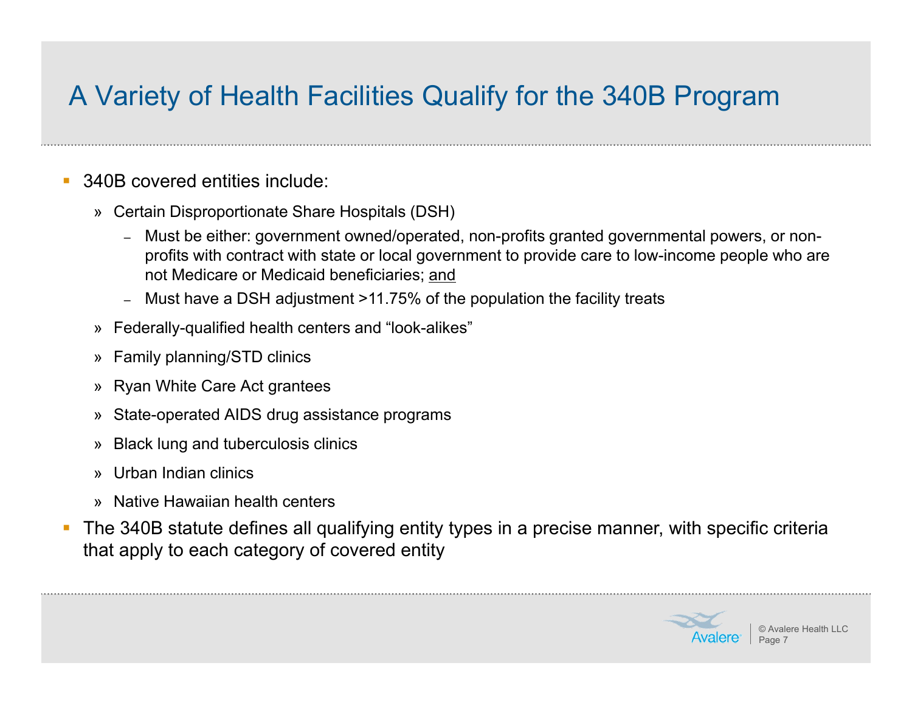# A Variety of Health Facilities Qualify for the 340B Program

- 340B covered entities include:
  - Certain Disproportionate Share Hospitals (DSH)
    - Must be either: government owned/operated, non-profits granted governmental powers, or non-profits with contract with state or local government to provide care to low-income people who are not Medicare or Medicaid beneficiaries; <u>and</u>
    - Must have a DSH adjustment >11.75% of the population the facility treats
  - Federally-qualified health centers and “look-alikes”
  - Family planning/STD clinics
  - Ryan White Care Act grantees
  - State-operated AIDS drug assistance programs
  - Black lung and tuberculosis clinics
  - Urban Indian clinics
  - Native Hawaiian health centers
- The 340B statute defines all qualifying entity types in a precise manner, with specific criteria that apply to each category of covered entity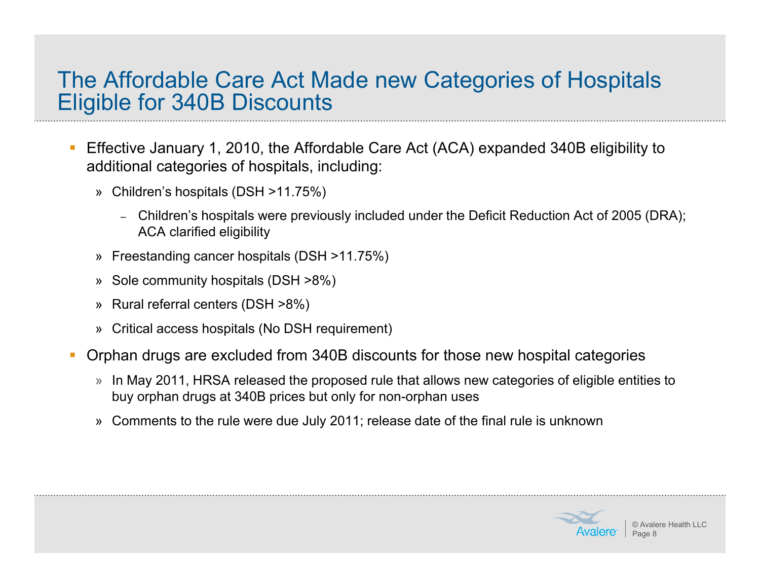# The Affordable Care Act Made new Categories of Hospitals Eligible for 340B Discounts

- Effective January 1, 2010, the Affordable Care Act (ACA) expanded 340B eligibility to additional categories of hospitals, including:
  - Children's hospitals (DSH >11.75%)
    - Children's hospitals were previously included under the Deficit Reduction Act of 2005 (DRA); ACA clarified eligibility
  - Freestanding cancer hospitals (DSH >11.75%)
  - Sole community hospitals (DSH >8%)
  - Rural referral centers (DSH >8%)
  - Critical access hospitals (No DSH requirement)
- Orphan drugs are excluded from 340B discounts for those new hospital categories
  - In May 2011, HRSA released the proposed rule that allows new categories of eligible entities to buy orphan drugs at 340B prices but only for non-orphan uses
  - Comments to the rule were due July 2011; release date of the final rule is unknown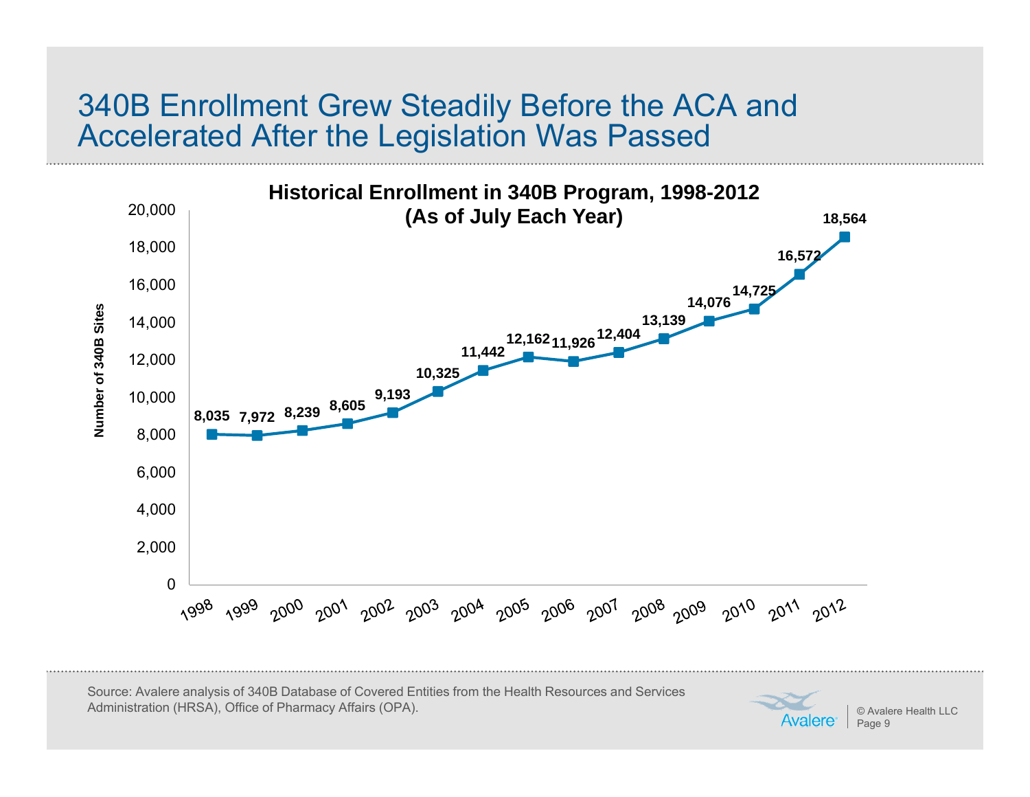# 340B Enrollment Grew Steadily Before the ACA and Accelerated After the Legislation Was Passed

**Historical Enrollment in 340B Program, 1998-2012**
**(As of July Each Year)**

Number of 340B Sites

0
2,000
4,000
6,000
8,000
10,000
12,000
14,000
16,000
18,000
20,000

8,035
7,972
8,239
8,605
9,193
10,325
11,442
12,162
11,926
12,404
13,139
14,076
14,725
16,572
18,564

1998
1999
2000
2001
2002
2003
2004
2005
2006
2007
2008
2009
2010
2011
2012

Source: Avalere analysis of 340B Database of Covered Entities from the Health Resources and Services Administration (HRSA), Office of Pharmacy Affairs (OPA).

© Avalere Health LLC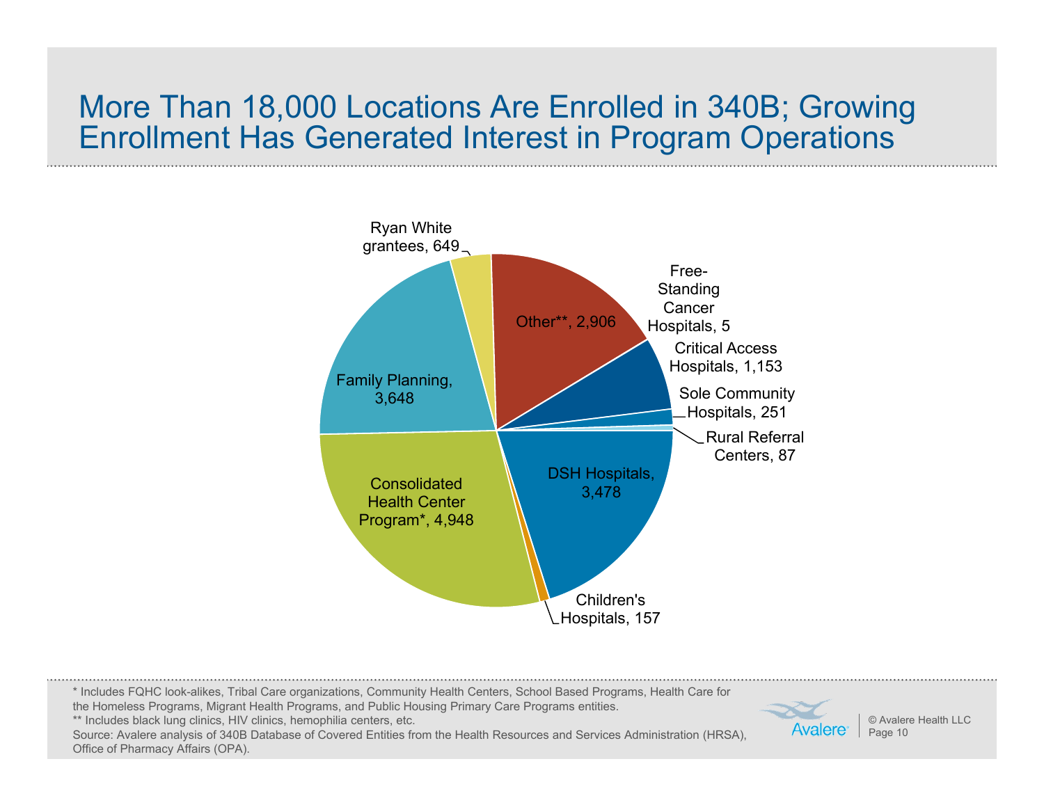# More Than 18,000 Locations Are Enrolled in 340B; Growing Enrollment Has Generated Interest in Program Operations

Ryan White grantees, 649

Other**, 2,906

Free-Standing Cancer Hospitals, 5

Critical Access Hospitals, 1,153

Sole Community Hospitals, 251

Rural Referral Centers, 87

DSH Hospitals, 3,478

Children's Hospitals, 157

Consolidated Health Center Program*, 4,948

Family Planning, 3,648

\* Includes FQHC look-alikes, Tribal Care organizations, Community Health Centers, School Based Programs, Health Care for the Homeless Programs, Migrant Health Programs, and Public Housing Primary Care Programs entities.

\*\* Includes black lung clinics, HIV clinics, hemophilia centers, etc.

Source: Avalere analysis of 340B Database of Covered Entities from the Health Resources and Services Administration (HRSA), Office of Pharmacy Affairs (OPA).

© Avalere Health LLC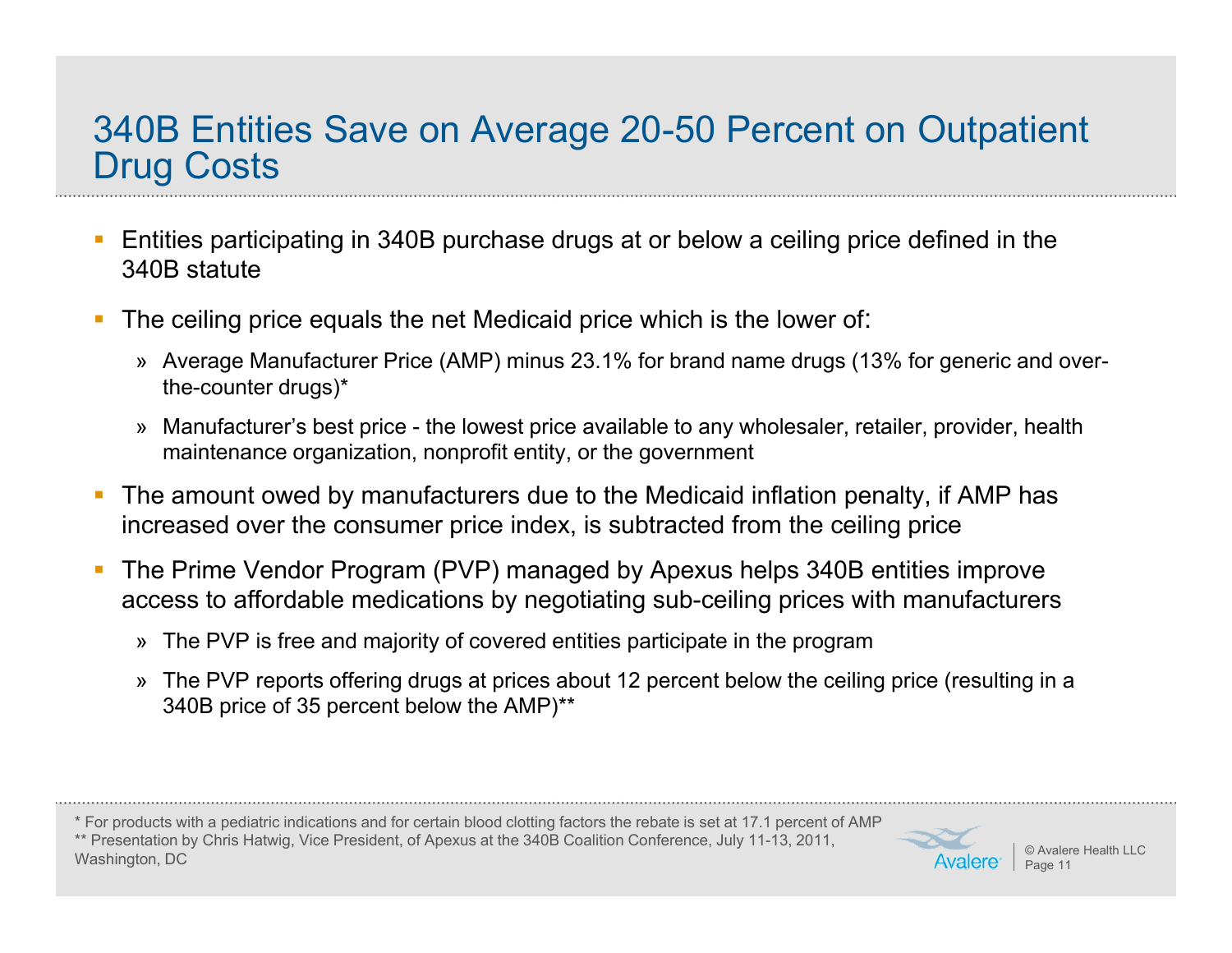# 340B Entities Save on Average 20-50 Percent on Outpatient Drug Costs

- Entities participating in 340B purchase drugs at or below a ceiling price defined in the 340B statute
- The ceiling price equals the net Medicaid price which is the lower of:
  - Average Manufacturer Price (AMP) minus 23.1% for brand name drugs (13% for generic and over-the-counter drugs)*
  - Manufacturer's best price - the lowest price available to any wholesaler, retailer, provider, health maintenance organization, nonprofit entity, or the government
- The amount owed by manufacturers due to the Medicaid inflation penalty, if AMP has increased over the consumer price index, is subtracted from the ceiling price
- The Prime Vendor Program (PVP) managed by Apexus helps 340B entities improve access to affordable medications by negotiating sub-ceiling prices with manufacturers
  - The PVP is free and majority of covered entities participate in the program
  - The PVP reports offering drugs at prices about 12 percent below the ceiling price (resulting in a 340B price of 35 percent below the AMP)**

\* For products with a pediatric indications and for certain blood clotting factors the rebate is set at 17.1 percent of AMP

\** Presentation by Chris Hatwig, Vice President, of Apexus at the 340B Coalition Conference, July 11-13, 2011, Washington, DC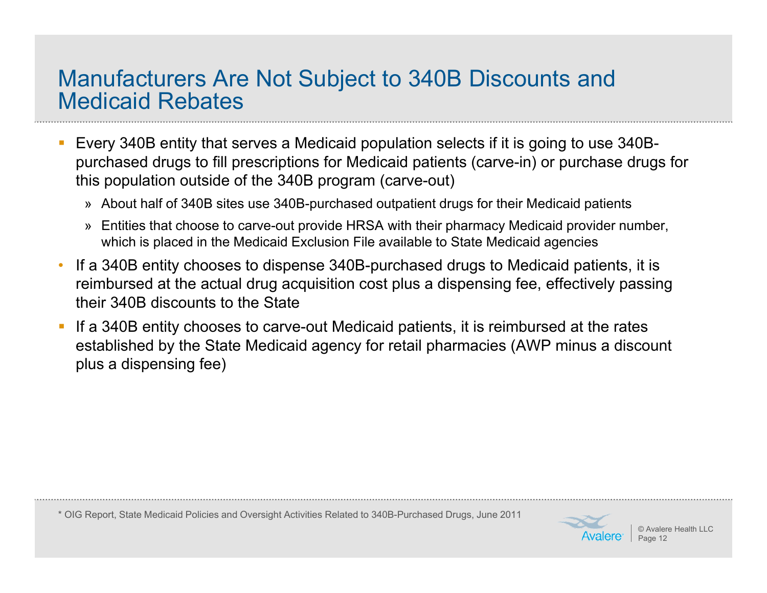# Manufacturers Are Not Subject to 340B Discounts and Medicaid Rebates

- Every 340B entity that serves a Medicaid population selects if it is going to use 340B-purchased drugs to fill prescriptions for Medicaid patients (carve-in) or purchase drugs for this population outside of the 340B program (carve-out)
  - About half of 340B sites use 340B-purchased outpatient drugs for their Medicaid patients
  - Entities that choose to carve-out provide HRSA with their pharmacy Medicaid provider number, which is placed in the Medicaid Exclusion File available to State Medicaid agencies
- If a 340B entity chooses to dispense 340B-purchased drugs to Medicaid patients, it is reimbursed at the actual drug acquisition cost plus a dispensing fee, effectively passing their 340B discounts to the State
- If a 340B entity chooses to carve-out Medicaid patients, it is reimbursed at the rates established by the State Medicaid agency for retail pharmacies (AWP minus a discount plus a dispensing fee)

* OIG Report, State Medicaid Policies and Oversight Activities Related to 340B-Purchased Drugs, June 2011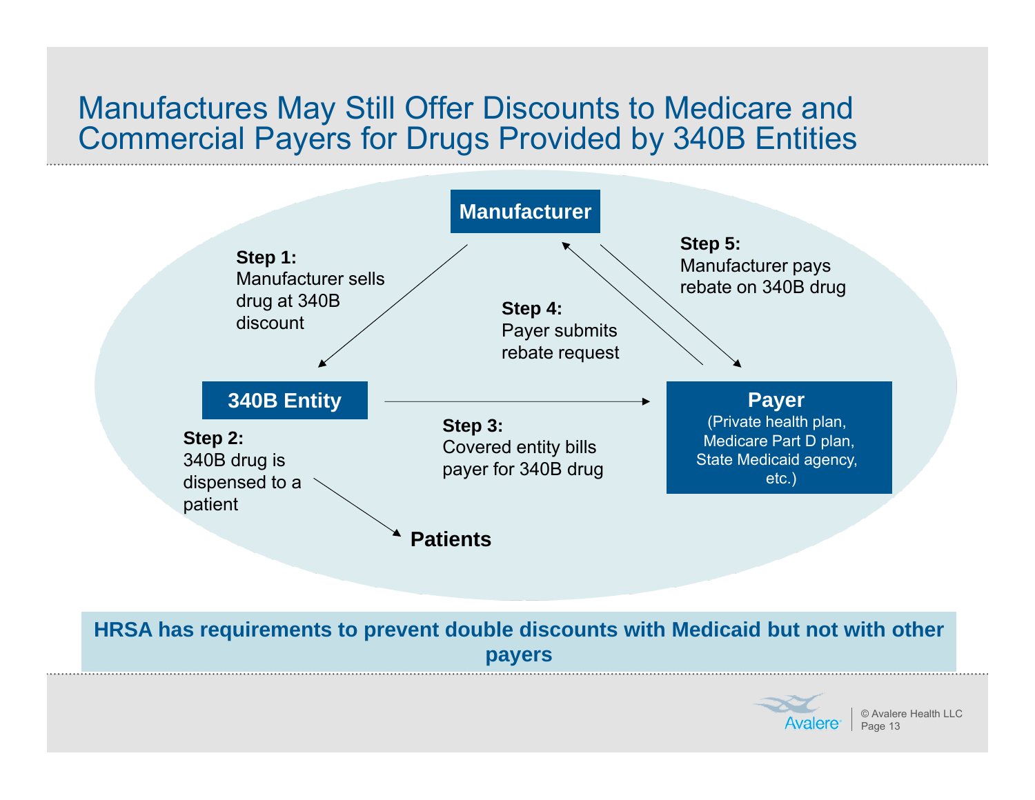# Manufactures May Still Offer Discounts to Medicare and Commercial Payers for Drugs Provided by 340B Entities

Manufacturer

**Step 1:**
Manufacturer sells drug at 340B discount

340B Entity

**Step 2:**
340B drug is dispensed to a patient

Patients

**Step 3:**
Covered entity bills payer for 340B drug

**Payer**
(Private health plan, Medicare Part D plan, State Medicaid agency, etc.)

**Step 4:**
Payer submits rebate request

**Step 5:**
Manufacturer pays rebate on 340B drug

**HRSA has requirements to prevent double discounts with Medicaid but not with other payers**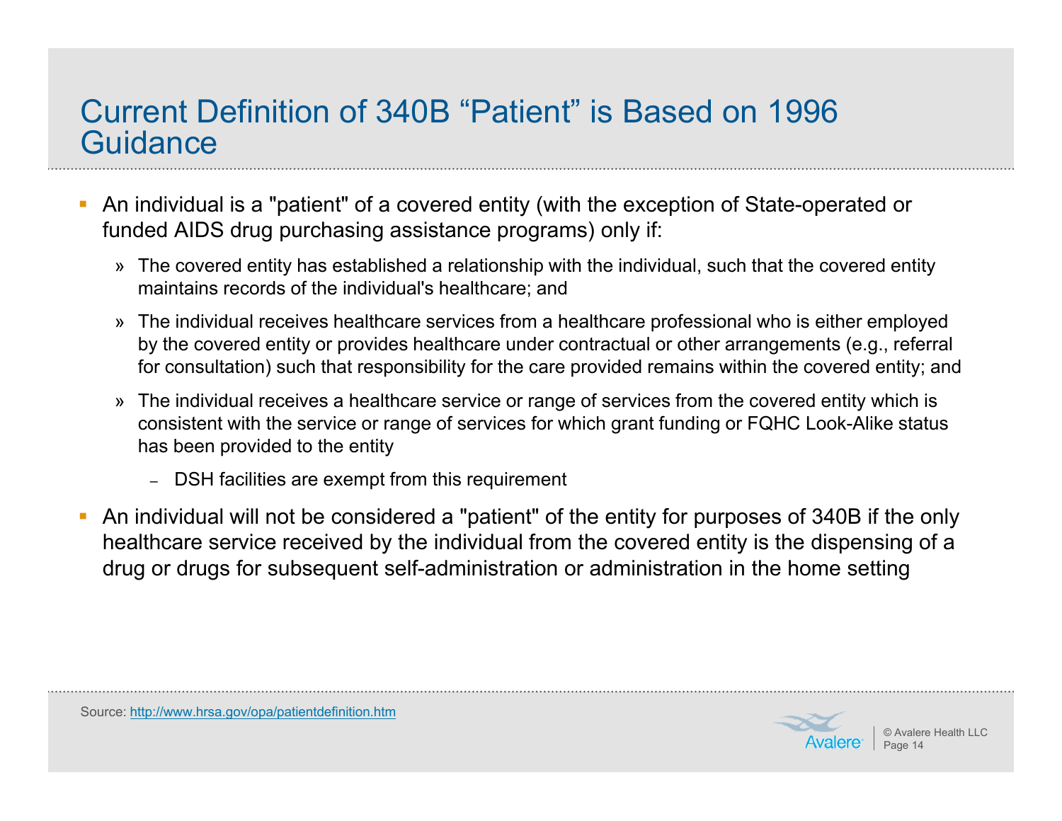# Current Definition of 340B "Patient" is Based on 1996 Guidance

- An individual is a "patient" of a covered entity (with the exception of State-operated or funded AIDS drug purchasing assistance programs) only if:
  - The covered entity has established a relationship with the individual, such that the covered entity maintains records of the individual's healthcare; and
  - The individual receives healthcare services from a healthcare professional who is either employed by the covered entity or provides healthcare under contractual or other arrangements (e.g., referral for consultation) such that responsibility for the care provided remains within the covered entity; and
  - The individual receives a healthcare service or range of services from the covered entity which is consistent with the service or range of services for which grant funding or FQHC Look-Alike status has been provided to the entity
    - DSH facilities are exempt from this requirement
- An individual will not be considered a "patient" of the entity for purposes of 340B if the only healthcare service received by the individual from the covered entity is the dispensing of a drug or drugs for subsequent self-administration or administration in the home setting

Source: http://www.hrsa.gov/opa/patientdefinition.htm

© Avalere Health LLC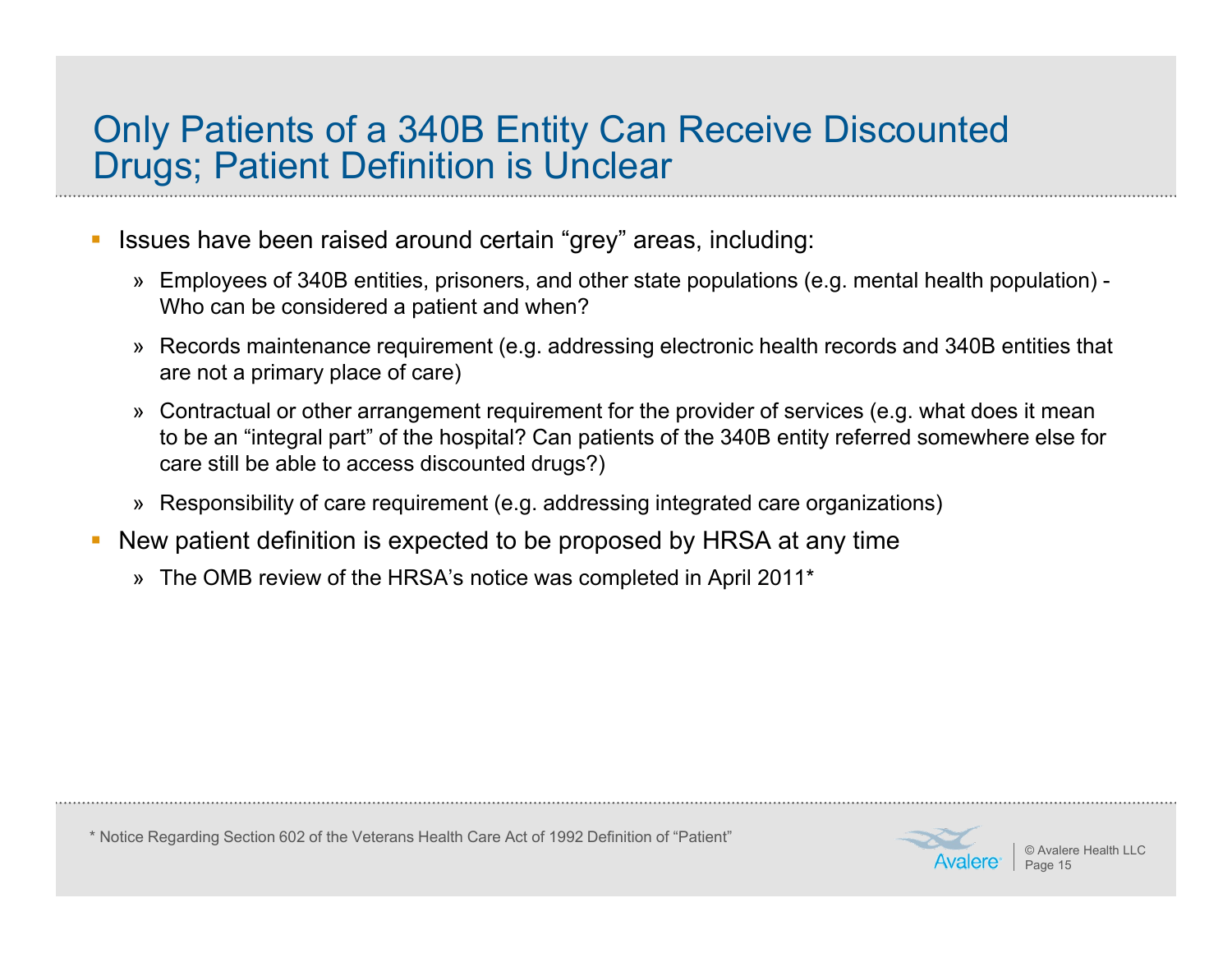# Only Patients of a 340B Entity Can Receive Discounted Drugs; Patient Definition is Unclear

- Issues have been raised around certain "grey" areas, including:
  - Employees of 340B entities, prisoners, and other state populations (e.g. mental health population) - Who can be considered a patient and when?
  - Records maintenance requirement (e.g. addressing electronic health records and 340B entities that are not a primary place of care)
  - Contractual or other arrangement requirement for the provider of services (e.g. what does it mean to be an "integral part" of the hospital? Can patients of the 340B entity referred somewhere else for care still be able to access discounted drugs?)
  - Responsibility of care requirement (e.g. addressing integrated care organizations)
- New patient definition is expected to be proposed by HRSA at any time
  - The OMB review of the HRSA's notice was completed in April 2011*

* Notice Regarding Section 602 of the Veterans Health Care Act of 1992 Definition of "Patient"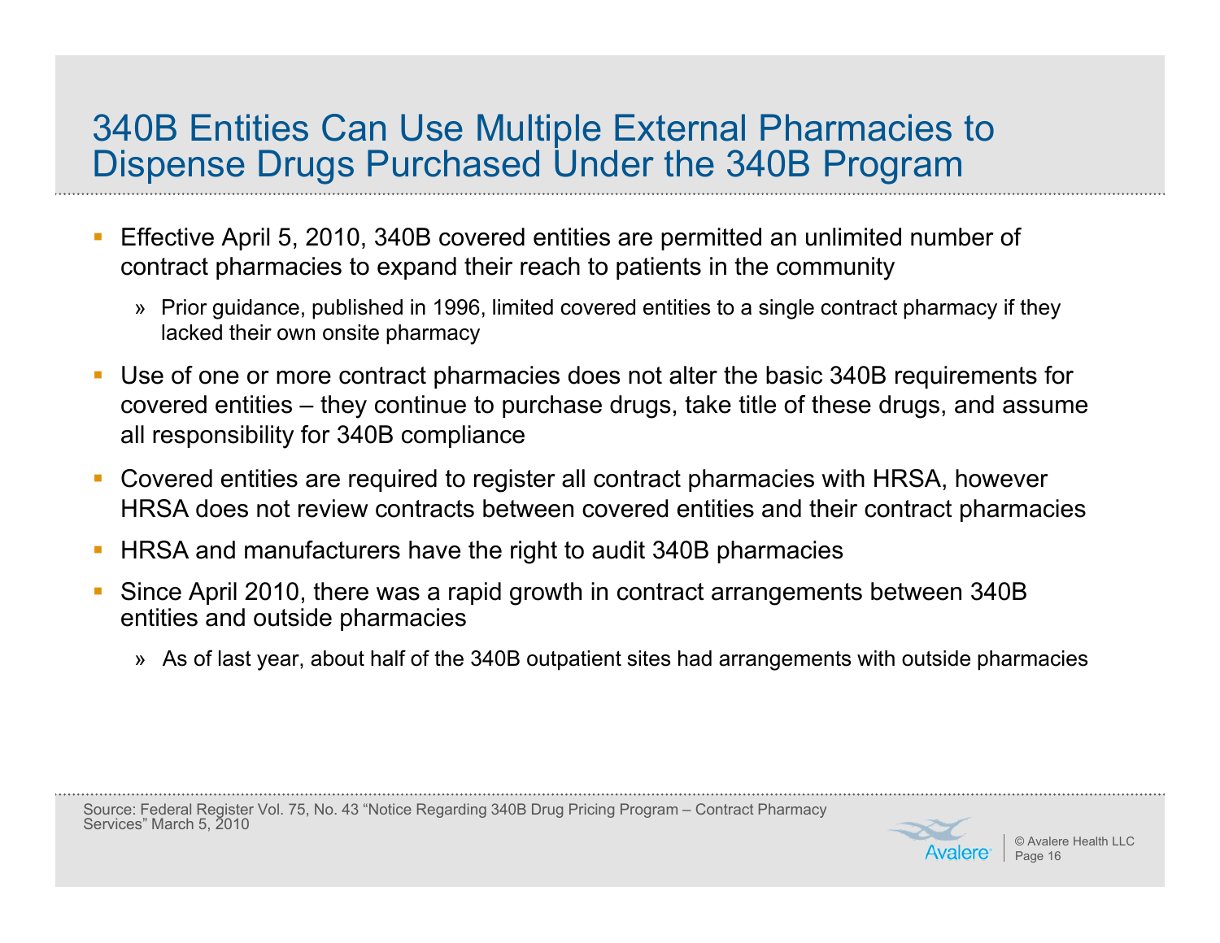# 340B Entities Can Use Multiple External Pharmacies to Dispense Drugs Purchased Under the 340B Program

- Effective April 5, 2010, 340B covered entities are permitted an unlimited number of contract pharmacies to expand their reach to patients in the community
  - Prior guidance, published in 1996, limited covered entities to a single contract pharmacy if they lacked their own onsite pharmacy
- Use of one or more contract pharmacies does not alter the basic 340B requirements for covered entities – they continue to purchase drugs, take title of these drugs, and assume all responsibility for 340B compliance
- Covered entities are required to register all contract pharmacies with HRSA, however HRSA does not review contracts between covered entities and their contract pharmacies
- HRSA and manufacturers have the right to audit 340B pharmacies
- Since April 2010, there was a rapid growth in contract arrangements between 340B entities and outside pharmacies
  - As of last year, about half of the 340B outpatient sites had arrangements with outside pharmacies

Source: Federal Register Vol. 75, No. 43 "Notice Regarding 340B Drug Pricing Program – Contract Pharmacy Services" March 5, 2010

© Avalere Health LLC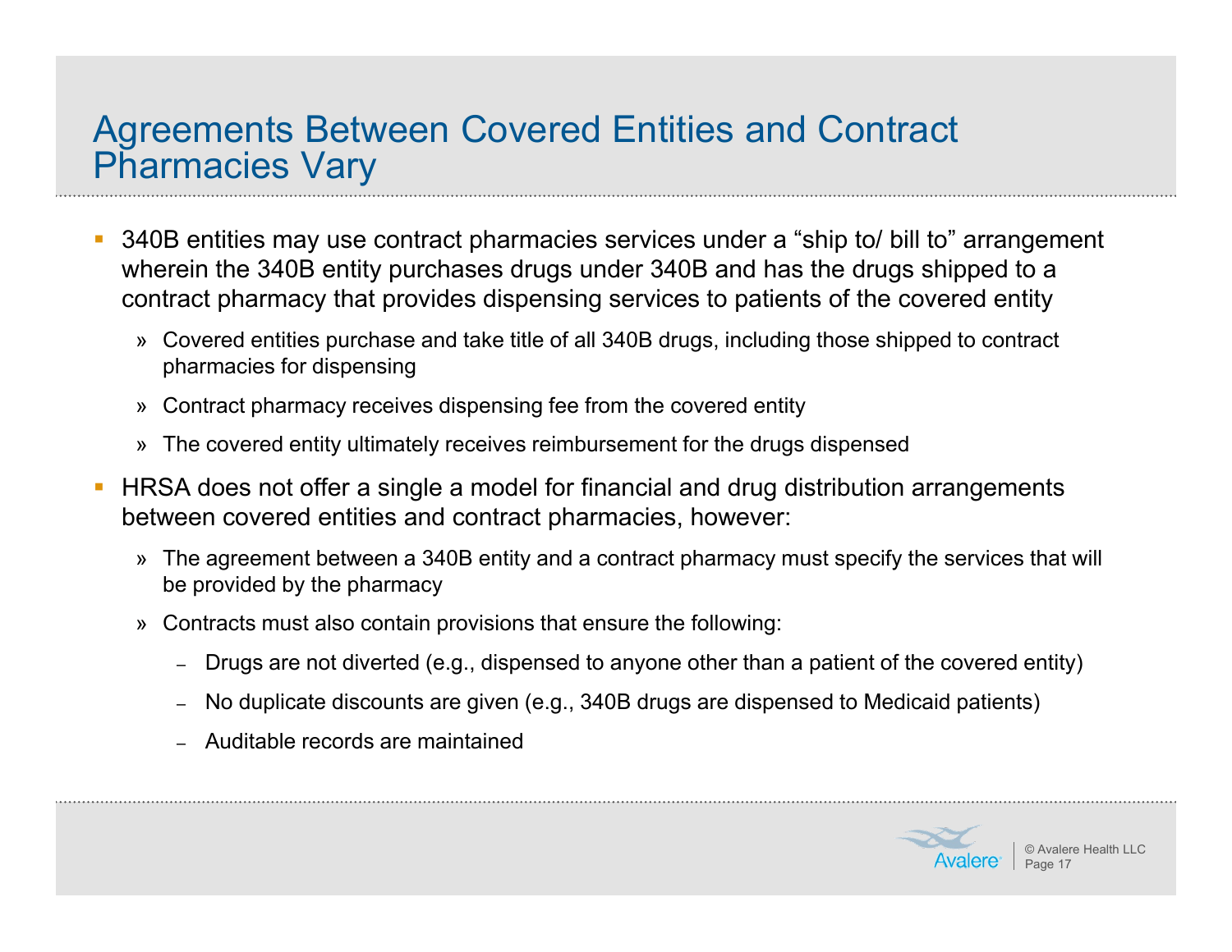# Agreements Between Covered Entities and Contract Pharmacies Vary

- 340B entities may use contract pharmacies services under a “ship to/ bill to” arrangement wherein the 340B entity purchases drugs under 340B and has the drugs shipped to a contract pharmacy that provides dispensing services to patients of the covered entity
  - Covered entities purchase and take title of all 340B drugs, including those shipped to contract pharmacies for dispensing
  - Contract pharmacy receives dispensing fee from the covered entity
  - The covered entity ultimately receives reimbursement for the drugs dispensed
- HRSA does not offer a single a model for financial and drug distribution arrangements between covered entities and contract pharmacies, however:
  - The agreement between a 340B entity and a contract pharmacy must specify the services that will be provided by the pharmacy
  - Contracts must also contain provisions that ensure the following:
    - Drugs are not diverted (e.g., dispensed to anyone other than a patient of the covered entity)
    - No duplicate discounts are given (e.g., 340B drugs are dispensed to Medicaid patients)
    - Auditable records are maintained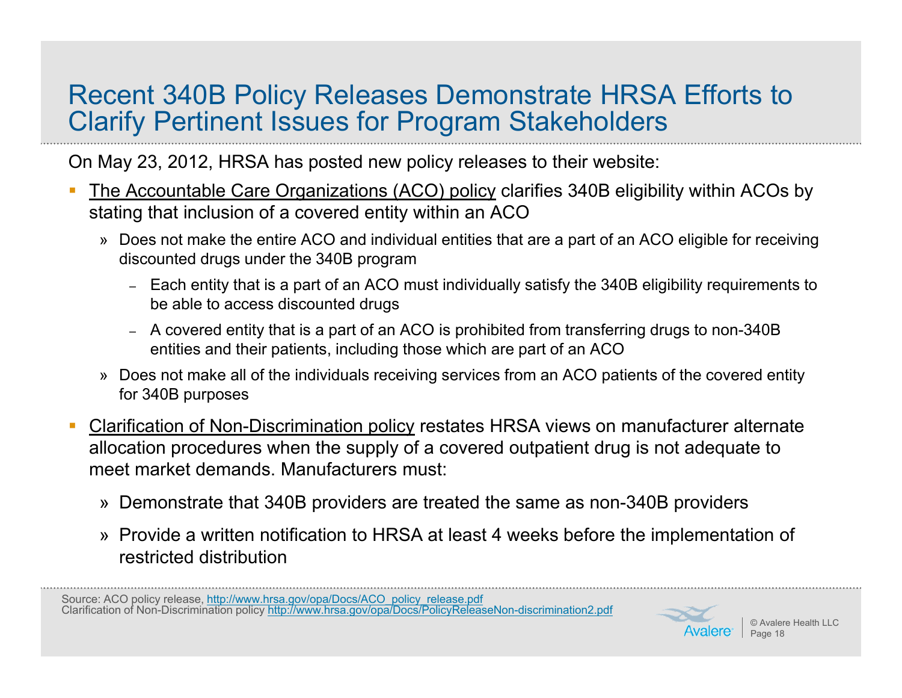# Recent 340B Policy Releases Demonstrate HRSA Efforts to Clarify Pertinent Issues for Program Stakeholders

On May 23, 2012, HRSA has posted new policy releases to their website:

- The Accountable Care Organizations (ACO) policy clarifies 340B eligibility within ACOs by stating that inclusion of a covered entity within an ACO
  - Does not make the entire ACO and individual entities that are a part of an ACO eligible for receiving discounted drugs under the 340B program
    - Each entity that is a part of an ACO must individually satisfy the 340B eligibility requirements to be able to access discounted drugs
    - A covered entity that is a part of an ACO is prohibited from transferring drugs to non-340B entities and their patients, including those which are part of an ACO
  - Does not make all of the individuals receiving services from an ACO patients of the covered entity for 340B purposes
- Clarification of Non-Discrimination policy restates HRSA views on manufacturer alternate allocation procedures when the supply of a covered outpatient drug is not adequate to meet market demands. Manufacturers must:
  - Demonstrate that 340B providers are treated the same as non-340B providers
  - Provide a written notification to HRSA at least 4 weeks before the implementation of restricted distribution

Source: ACO policy release, http://www.hrsa.gov/opa/Docs/ACO_policy_release.pdf
Clarification of Non-Discrimination policy http://www.hrsa.gov/opa/Docs/PolicyReleaseNon-discrimination2.pdf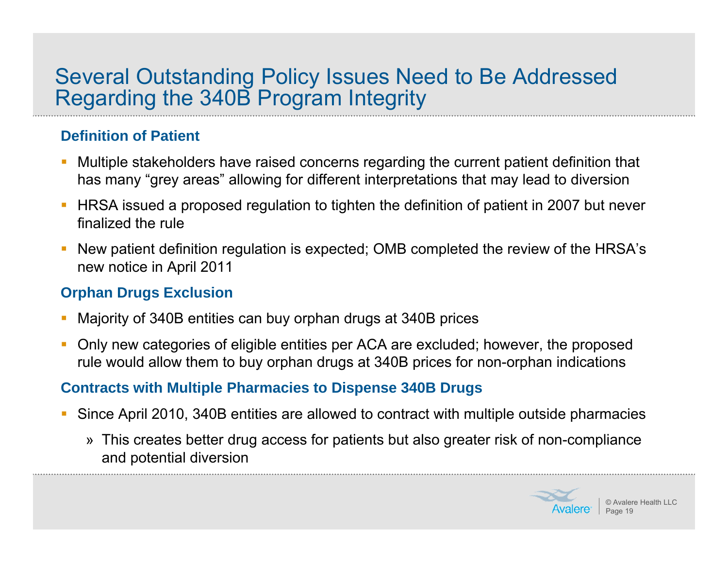# Several Outstanding Policy Issues Need to Be Addressed Regarding the 340B Program Integrity

### Definition of Patient

- Multiple stakeholders have raised concerns regarding the current patient definition that has many “grey areas” allowing for different interpretations that may lead to diversion
- HRSA issued a proposed regulation to tighten the definition of patient in 2007 but never finalized the rule
- New patient definition regulation is expected; OMB completed the review of the HRSA’s new notice in April 2011

### Orphan Drugs Exclusion

- Majority of 340B entities can buy orphan drugs at 340B prices
- Only new categories of eligible entities per ACA are excluded; however, the proposed rule would allow them to buy orphan drugs at 340B prices for non-orphan indications

### Contracts with Multiple Pharmacies to Dispense 340B Drugs

- Since April 2010, 340B entities are allowed to contract with multiple outside pharmacies
  - » This creates better drug access for patients but also greater risk of non-compliance and potential diversion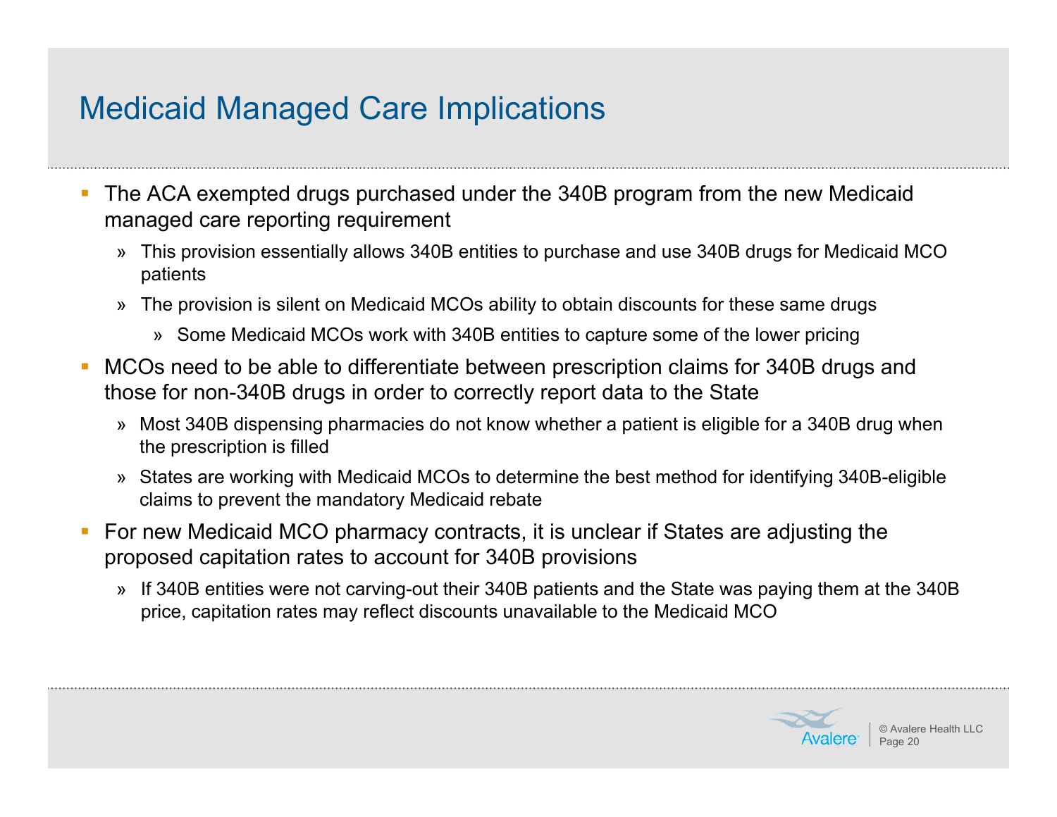# Medicaid Managed Care Implications

- The ACA exempted drugs purchased under the 340B program from the new Medicaid managed care reporting requirement
  - This provision essentially allows 340B entities to purchase and use 340B drugs for Medicaid MCO patients
  - The provision is silent on Medicaid MCOs ability to obtain discounts for these same drugs
    - Some Medicaid MCOs work with 340B entities to capture some of the lower pricing
- MCOs need to be able to differentiate between prescription claims for 340B drugs and those for non-340B drugs in order to correctly report data to the State
  - Most 340B dispensing pharmacies do not know whether a patient is eligible for a 340B drug when the prescription is filled
  - States are working with Medicaid MCOs to determine the best method for identifying 340B-eligible claims to prevent the mandatory Medicaid rebate
- For new Medicaid MCO pharmacy contracts, it is unclear if States are adjusting the proposed capitation rates to account for 340B provisions
  - If 340B entities were not carving-out their 340B patients and the State was paying them at the 340B price, capitation rates may reflect discounts unavailable to the Medicaid MCO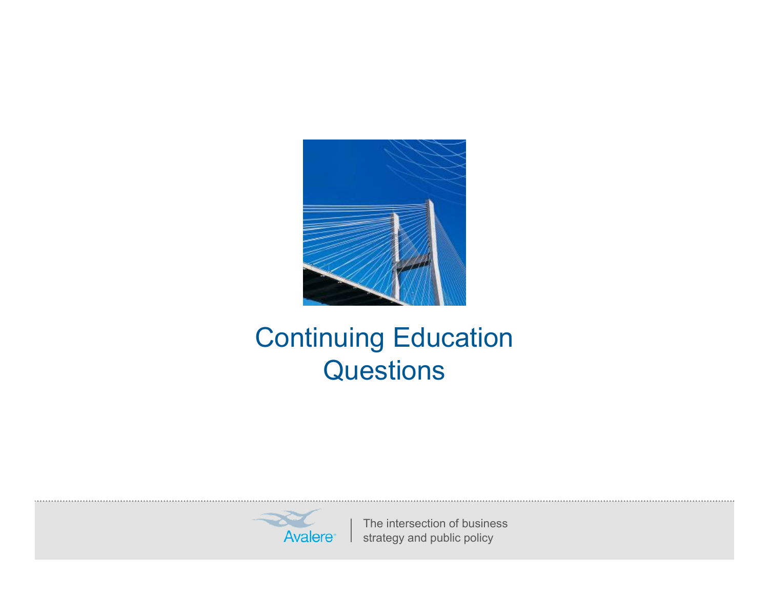# Continuing Education Questions

The intersection of business strategy and public policy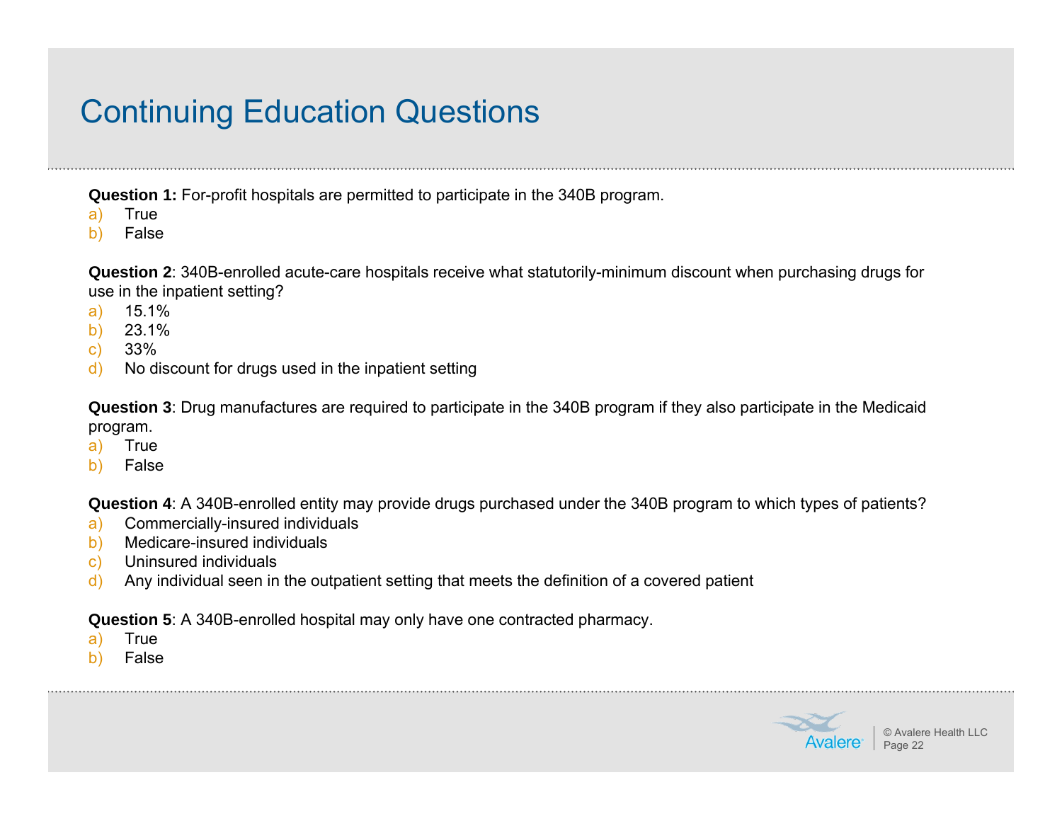# Continuing Education Questions

**Question 1:** For-profit hospitals are permitted to participate in the 340B program.

a) True
b) False

**Question 2**: 340B-enrolled acute-care hospitals receive what statutorily-minimum discount when purchasing drugs for use in the inpatient setting?

a) 15.1%
b) 23.1%
c) 33%
d) No discount for drugs used in the inpatient setting

**Question 3**: Drug manufactures are required to participate in the 340B program if they also participate in the Medicaid program.

a) True
b) False

**Question 4**: A 340B-enrolled entity may provide drugs purchased under the 340B program to which types of patients?

a) Commercially-insured individuals
b) Medicare-insured individuals
c) Uninsured individuals
d) Any individual seen in the outpatient setting that meets the definition of a covered patient

**Question 5**: A 340B-enrolled hospital may only have one contracted pharmacy.

a) True
b) False